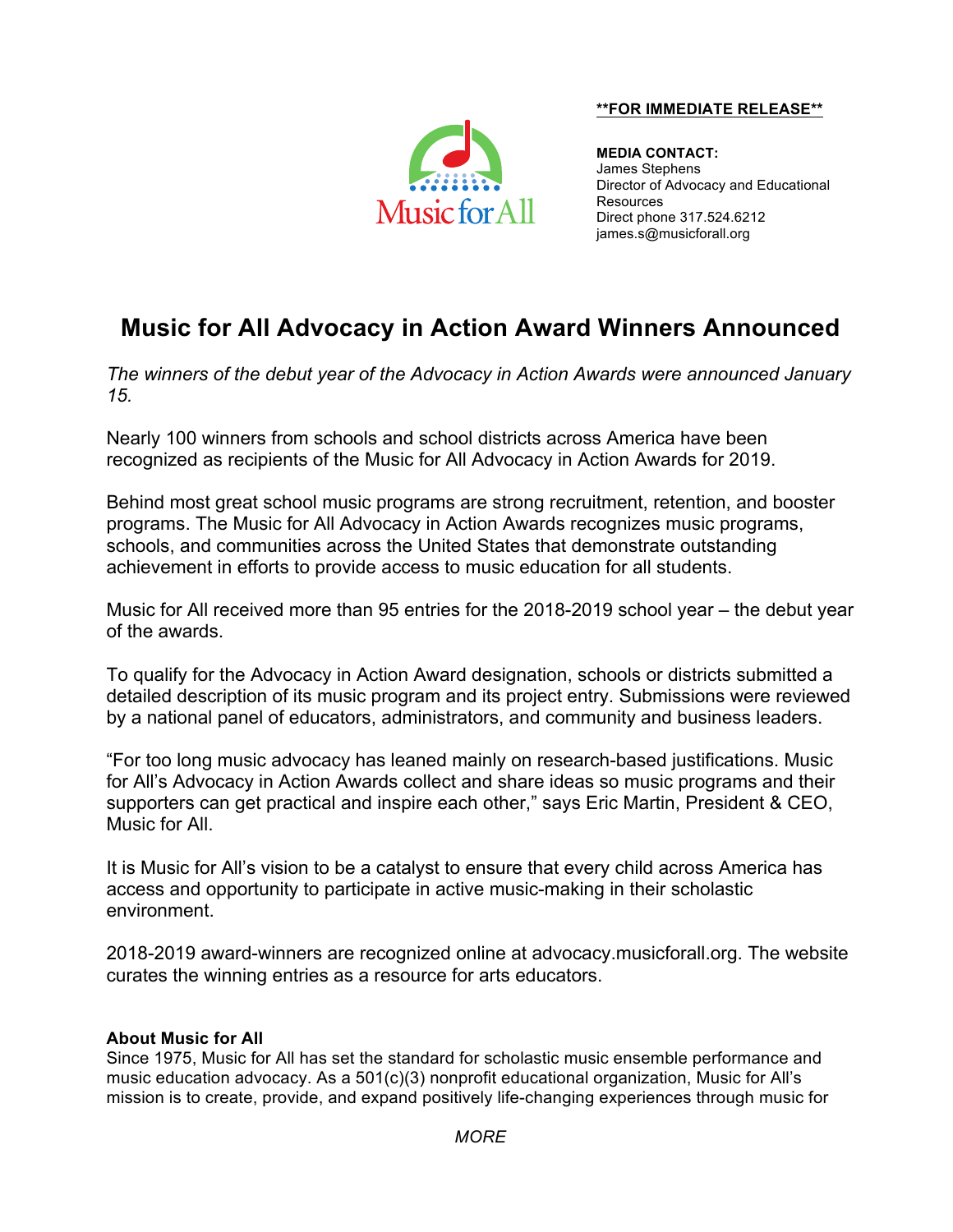**FOR IMMEDIATE RELEASE**

**MEDIA CONTACT:**
James Stephens
Director of Advocacy and Educational Resources
Direct phone 317.524.6212
james.s@musicforall.org

# Music for All Advocacy in Action Award Winners Announced

*The winners of the debut year of the Advocacy in Action Awards were announced January 15.*

Nearly 100 winners from schools and school districts across America have been recognized as recipients of the Music for All Advocacy in Action Awards for 2019.

Behind most great school music programs are strong recruitment, retention, and booster programs. The Music for All Advocacy in Action Awards recognizes music programs, schools, and communities across the United States that demonstrate outstanding achievement in efforts to provide access to music education for all students.

Music for All received more than 95 entries for the 2018-2019 school year – the debut year of the awards.

To qualify for the Advocacy in Action Award designation, schools or districts submitted a detailed description of its music program and its project entry. Submissions were reviewed by a national panel of educators, administrators, and community and business leaders.

"For too long music advocacy has leaned mainly on research-based justifications. Music for All's Advocacy in Action Awards collect and share ideas so music programs and their supporters can get practical and inspire each other," says Eric Martin, President & CEO, Music for All.

It is Music for All's vision to be a catalyst to ensure that every child across America has access and opportunity to participate in active music-making in their scholastic environment.

2018-2019 award-winners are recognized online at advocacy.musicforall.org. The website curates the winning entries as a resource for arts educators.

**About Music for All**
Since 1975, Music for All has set the standard for scholastic music ensemble performance and music education advocacy. As a 501(c)(3) nonprofit educational organization, Music for All's mission is to create, provide, and expand positively life-changing experiences through music for

*MORE*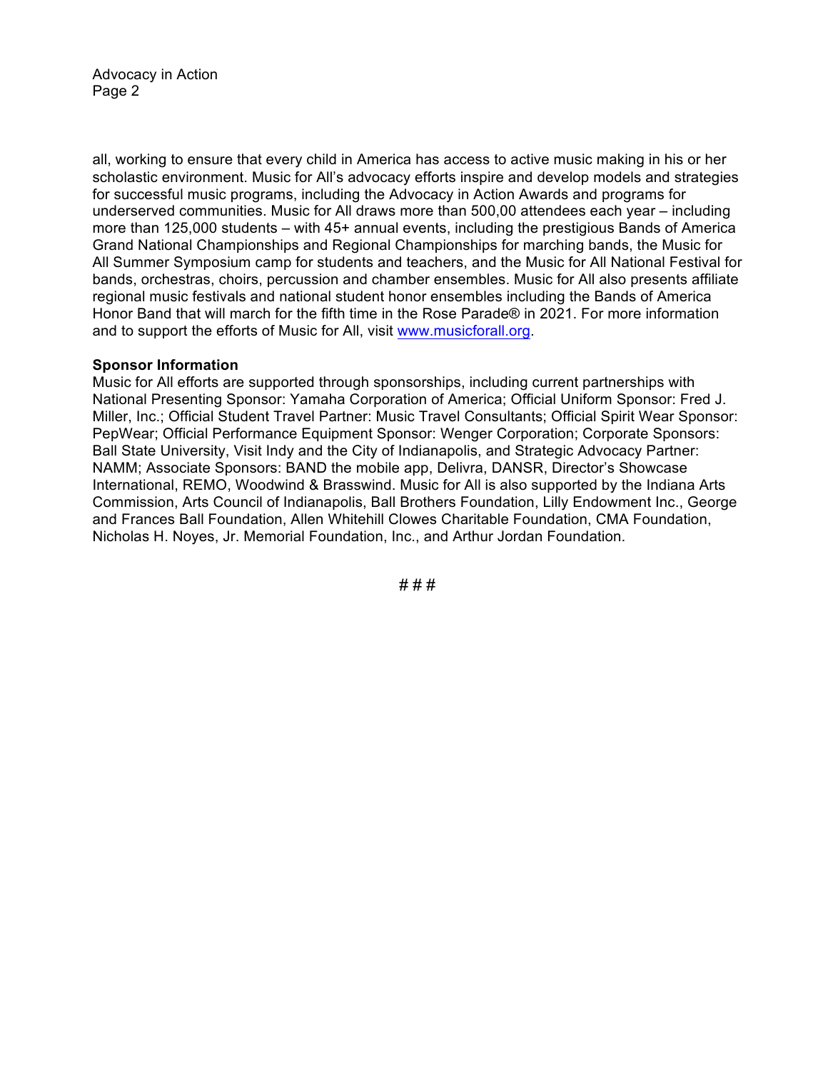all, working to ensure that every child in America has access to active music making in his or her scholastic environment. Music for All's advocacy efforts inspire and develop models and strategies for successful music programs, including the Advocacy in Action Awards and programs for underserved communities. Music for All draws more than 500,00 attendees each year – including more than 125,000 students – with 45+ annual events, including the prestigious Bands of America Grand National Championships and Regional Championships for marching bands, the Music for All Summer Symposium camp for students and teachers, and the Music for All National Festival for bands, orchestras, choirs, percussion and chamber ensembles. Music for All also presents affiliate regional music festivals and national student honor ensembles including the Bands of America Honor Band that will march for the fifth time in the Rose Parade® in 2021. For more information and to support the efforts of Music for All, visit [www.musicforall.org](www.musicforall.org).

**Sponsor Information**

Music for All efforts are supported through sponsorships, including current partnerships with National Presenting Sponsor: Yamaha Corporation of America; Official Uniform Sponsor: Fred J. Miller, Inc.; Official Student Travel Partner: Music Travel Consultants; Official Spirit Wear Sponsor: PepWear; Official Performance Equipment Sponsor: Wenger Corporation; Corporate Sponsors: Ball State University, Visit Indy and the City of Indianapolis, and Strategic Advocacy Partner: NAMM; Associate Sponsors: BAND the mobile app, Delivra, DANSR, Director's Showcase International, REMO, Woodwind & Brasswind. Music for All is also supported by the Indiana Arts Commission, Arts Council of Indianapolis, Ball Brothers Foundation, Lilly Endowment Inc., George and Frances Ball Foundation, Allen Whitehill Clowes Charitable Foundation, CMA Foundation, Nicholas H. Noyes, Jr. Memorial Foundation, Inc., and Arthur Jordan Foundation.

# # #